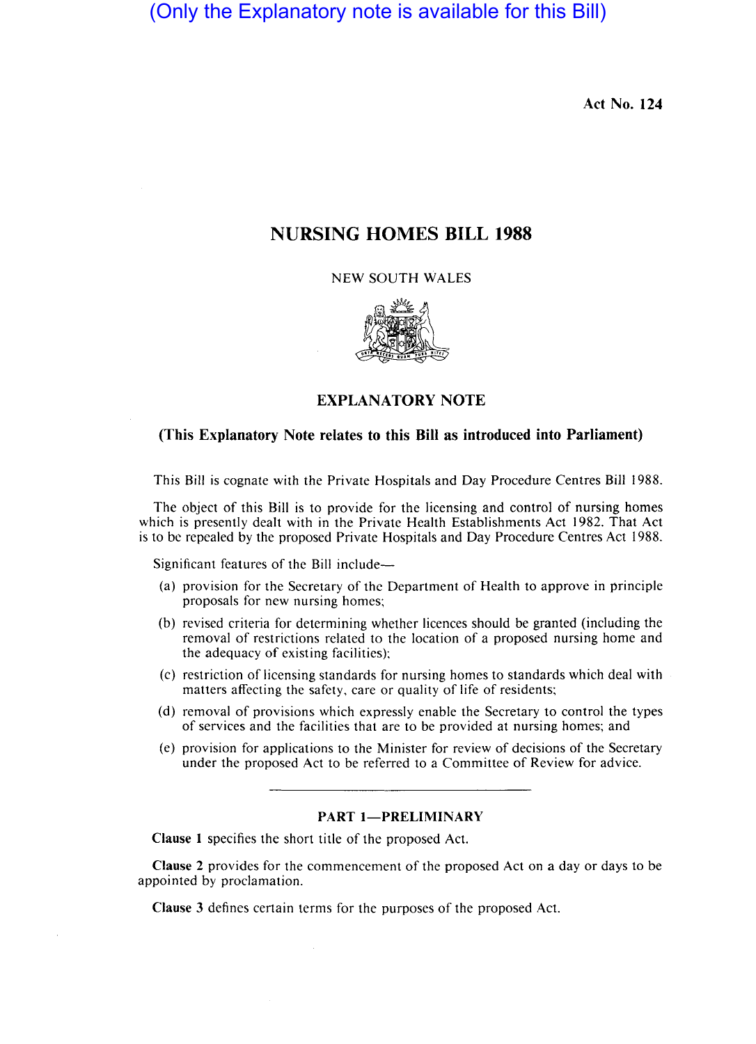(Only the Explanatory note is available for this Bill)

Act No. 124

# NURSING HOMES BILL 1988

NEW SOUTH WALES

## EXPLANATORY NOTE

**(This Explanatory Note relates to this Bill as introduced into Parliament)**

This Bill is cognate with the Private Hospitals and Day Procedure Centres Bill 1988.

The object of this Bill is to provide for the licensing and control of nursing homes which is presently dealt with in the Private Health Establishments Act 1982. That Act is to be repealed by the proposed Private Hospitals and Day Procedure Centres Act 1988.

Significant features of the Bill include—

(a) provision for the Secretary of the Department of Health to approve in principle proposals for new nursing homes;

(b) revised criteria for determining whether licences should be granted (including the removal of restrictions related to the location of a proposed nursing home and the adequacy of existing facilities);

(c) restriction of licensing standards for nursing homes to standards which deal with matters affecting the safety, care or quality of life of residents;

(d) removal of provisions which expressly enable the Secretary to control the types of services and the facilities that are to be provided at nursing homes; and

(e) provision for applications to the Minister for review of decisions of the Secretary under the proposed Act to be referred to a Committee of Review for advice.

### PART 1—PRELIMINARY

**Clause 1** specifies the short title of the proposed Act.

**Clause 2** provides for the commencement of the proposed Act on a day or days to be appointed by proclamation.

**Clause 3** defines certain terms for the purposes of the proposed Act.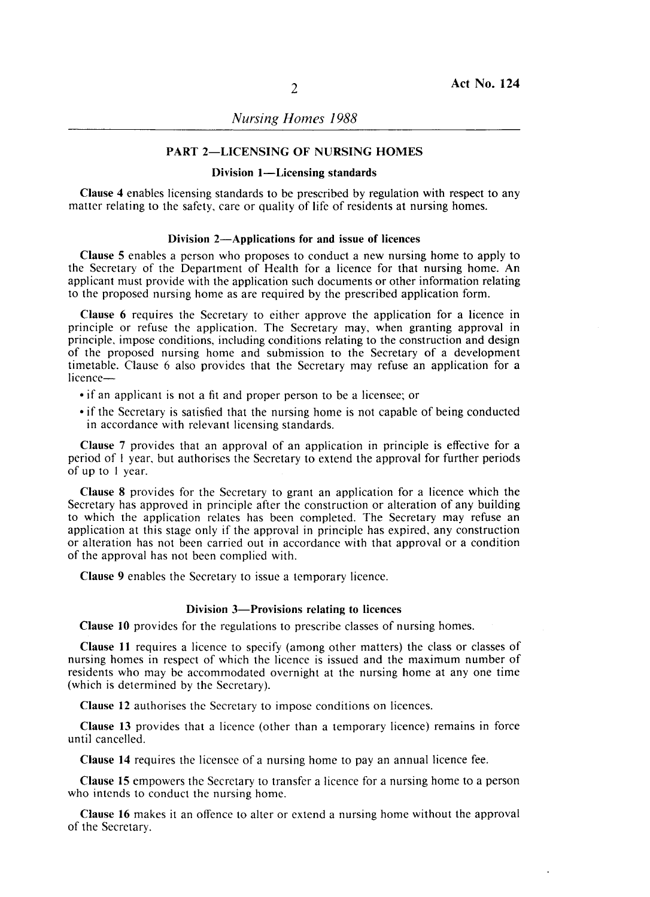## PART 2—LICENSING OF NURSING HOMES

### Division 1—Licensing standards

**Clause 4** enables licensing standards to be prescribed by regulation with respect to any matter relating to the safety, care or quality of life of residents at nursing homes.

### Division 2—Applications for and issue of licences

**Clause 5** enables a person who proposes to conduct a new nursing home to apply to the Secretary of the Department of Health for a licence for that nursing home. An applicant must provide with the application such documents or other information relating to the proposed nursing home as are required by the prescribed application form.

**Clause 6** requires the Secretary to either approve the application for a licence in principle or refuse the application. The Secretary may, when granting approval in principle, impose conditions, including conditions relating to the construction and design of the proposed nursing home and submission to the Secretary of a development timetable. Clause 6 also provides that the Secretary may refuse an application for a licence—

- if an applicant is not a fit and proper person to be a licensee; or
- if the Secretary is satisfied that the nursing home is not capable of being conducted in accordance with relevant licensing standards.

**Clause 7** provides that an approval of an application in principle is effective for a period of 1 year, but authorises the Secretary to extend the approval for further periods of up to 1 year.

**Clause 8** provides for the Secretary to grant an application for a licence which the Secretary has approved in principle after the construction or alteration of any building to which the application relates has been completed. The Secretary may refuse an application at this stage only if the approval in principle has expired, any construction or alteration has not been carried out in accordance with that approval or a condition of the approval has not been complied with.

**Clause 9** enables the Secretary to issue a temporary licence.

### Division 3—Provisions relating to licences

**Clause 10** provides for the regulations to prescribe classes of nursing homes.

**Clause 11** requires a licence to specify (among other matters) the class or classes of nursing homes in respect of which the licence is issued and the maximum number of residents who may be accommodated overnight at the nursing home at any one time (which is determined by the Secretary).

**Clause 12** authorises the Secretary to impose conditions on licences.

**Clause 13** provides that a licence (other than a temporary licence) remains in force until cancelled.

**Clause 14** requires the licensee of a nursing home to pay an annual licence fee.

**Clause 15** empowers the Secretary to transfer a licence for a nursing home to a person who intends to conduct the nursing home.

**Clause 16** makes it an offence to alter or extend a nursing home without the approval of the Secretary.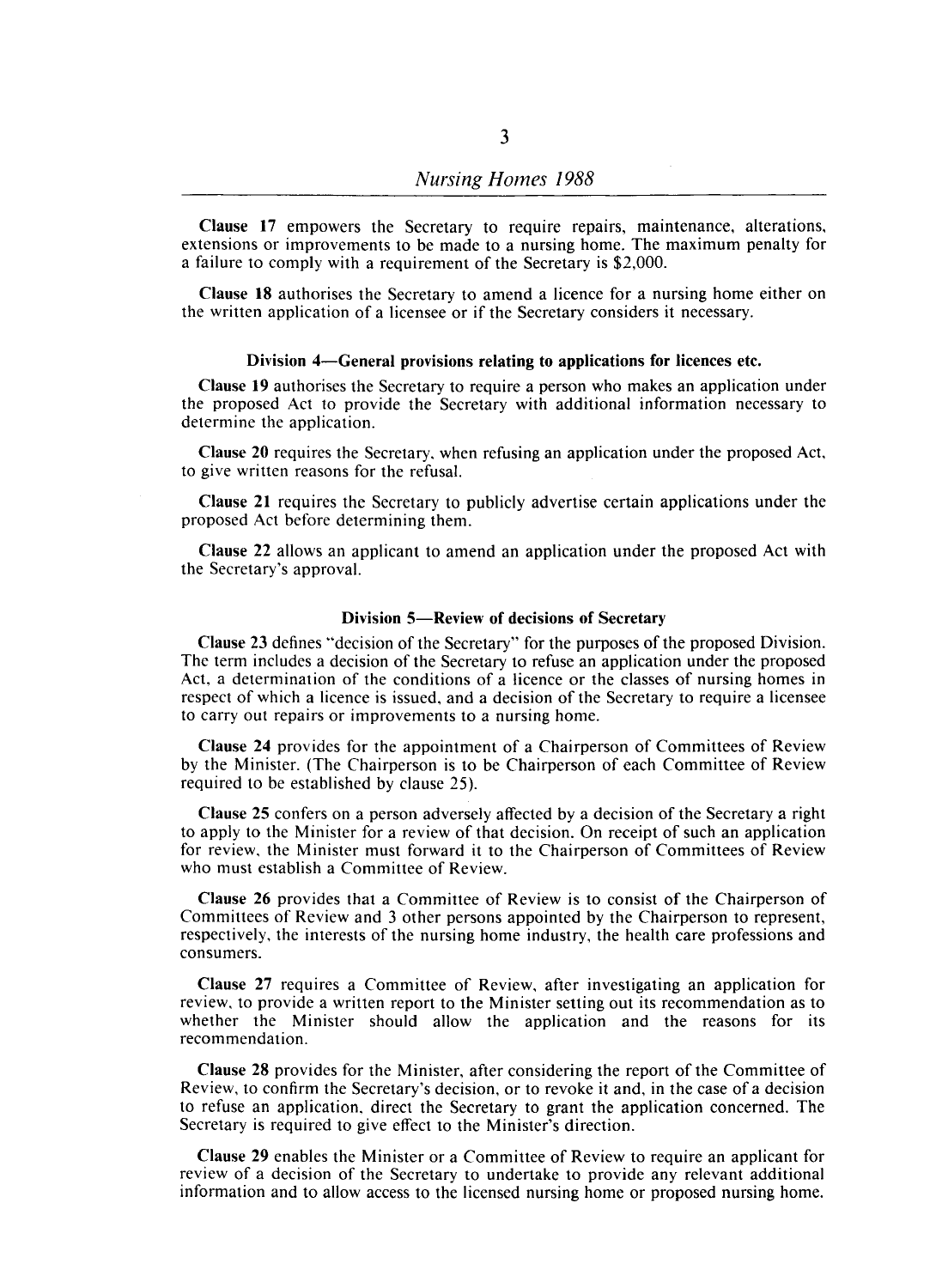**Clause 17** empowers the Secretary to require repairs, maintenance, alterations, extensions or improvements to be made to a nursing home. The maximum penalty for a failure to comply with a requirement of the Secretary is $2,000.

**Clause 18** authorises the Secretary to amend a licence for a nursing home either on the written application of a licensee or if the Secretary considers it necessary.

### Division 4—General provisions relating to applications for licences etc.

**Clause 19** authorises the Secretary to require a person who makes an application under the proposed Act to provide the Secretary with additional information necessary to determine the application.

**Clause 20** requires the Secretary, when refusing an application under the proposed Act, to give written reasons for the refusal.

**Clause 21** requires the Secretary to publicly advertise certain applications under the proposed Act before determining them.

**Clause 22** allows an applicant to amend an application under the proposed Act with the Secretary's approval.

### Division 5—Review of decisions of Secretary

**Clause 23** defines "decision of the Secretary" for the purposes of the proposed Division. The term includes a decision of the Secretary to refuse an application under the proposed Act, a determination of the conditions of a licence or the classes of nursing homes in respect of which a licence is issued, and a decision of the Secretary to require a licensee to carry out repairs or improvements to a nursing home.

**Clause 24** provides for the appointment of a Chairperson of Committees of Review by the Minister. (The Chairperson is to be Chairperson of each Committee of Review required to be established by clause 25).

**Clause 25** confers on a person adversely affected by a decision of the Secretary a right to apply to the Minister for a review of that decision. On receipt of such an application for review, the Minister must forward it to the Chairperson of Committees of Review who must establish a Committee of Review.

**Clause 26** provides that a Committee of Review is to consist of the Chairperson of Committees of Review and 3 other persons appointed by the Chairperson to represent, respectively, the interests of the nursing home industry, the health care professions and consumers.

**Clause 27** requires a Committee of Review, after investigating an application for review, to provide a written report to the Minister setting out its recommendation as to whether the Minister should allow the application and the reasons for its recommendation.

**Clause 28** provides for the Minister, after considering the report of the Committee of Review, to confirm the Secretary's decision, or to revoke it and, in the case of a decision to refuse an application, direct the Secretary to grant the application concerned. The Secretary is required to give effect to the Minister's direction.

**Clause 29** enables the Minister or a Committee of Review to require an applicant for review of a decision of the Secretary to undertake to provide any relevant additional information and to allow access to the licensed nursing home or proposed nursing home.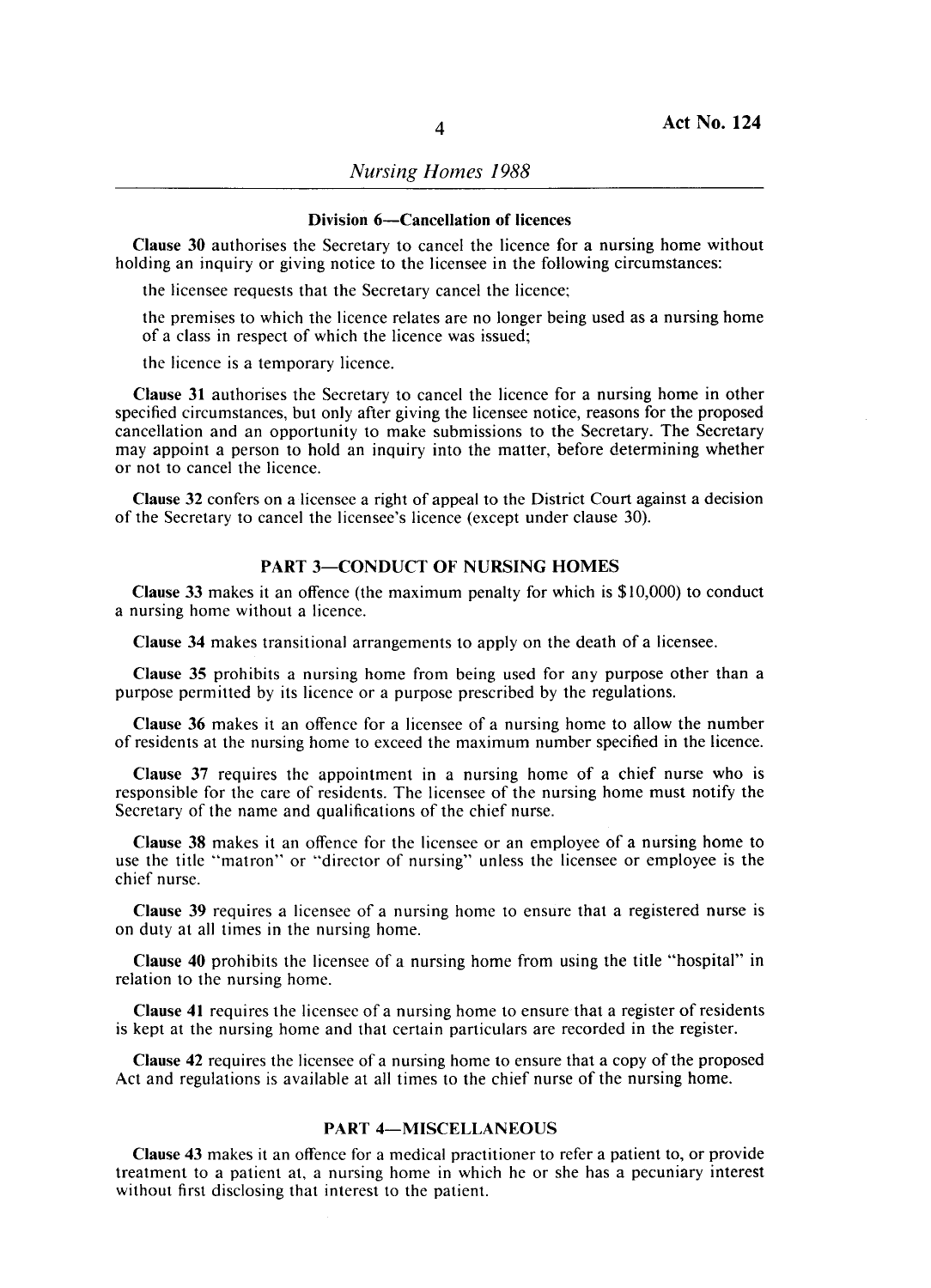### Division 6—Cancellation of licences

**Clause 30** authorises the Secretary to cancel the licence for a nursing home without holding an inquiry or giving notice to the licensee in the following circumstances:

the licensee requests that the Secretary cancel the licence;

the premises to which the licence relates are no longer being used as a nursing home of a class in respect of which the licence was issued;

the licence is a temporary licence.

**Clause 31** authorises the Secretary to cancel the licence for a nursing home in other specified circumstances, but only after giving the licensee notice, reasons for the proposed cancellation and an opportunity to make submissions to the Secretary. The Secretary may appoint a person to hold an inquiry into the matter, before determining whether or not to cancel the licence.

**Clause 32** confers on a licensee a right of appeal to the District Court against a decision of the Secretary to cancel the licensee's licence (except under clause 30).

## PART 3—CONDUCT OF NURSING HOMES

**Clause 33** makes it an offence (the maximum penalty for which is $10,000) to conduct a nursing home without a licence.

**Clause 34** makes transitional arrangements to apply on the death of a licensee.

**Clause 35** prohibits a nursing home from being used for any purpose other than a purpose permitted by its licence or a purpose prescribed by the regulations.

**Clause 36** makes it an offence for a licensee of a nursing home to allow the number of residents at the nursing home to exceed the maximum number specified in the licence.

**Clause 37** requires the appointment in a nursing home of a chief nurse who is responsible for the care of residents. The licensee of the nursing home must notify the Secretary of the name and qualifications of the chief nurse.

**Clause 38** makes it an offence for the licensee or an employee of a nursing home to use the title "matron" or "director of nursing" unless the licensee or employee is the chief nurse.

**Clause 39** requires a licensee of a nursing home to ensure that a registered nurse is on duty at all times in the nursing home.

**Clause 40** prohibits the licensee of a nursing home from using the title "hospital" in relation to the nursing home.

**Clause 41** requires the licensee of a nursing home to ensure that a register of residents is kept at the nursing home and that certain particulars are recorded in the register.

**Clause 42** requires the licensee of a nursing home to ensure that a copy of the proposed Act and regulations is available at all times to the chief nurse of the nursing home.

## PART 4—MISCELLANEOUS

**Clause 43** makes it an offence for a medical practitioner to refer a patient to, or provide treatment to a patient at, a nursing home in which he or she has a pecuniary interest without first disclosing that interest to the patient.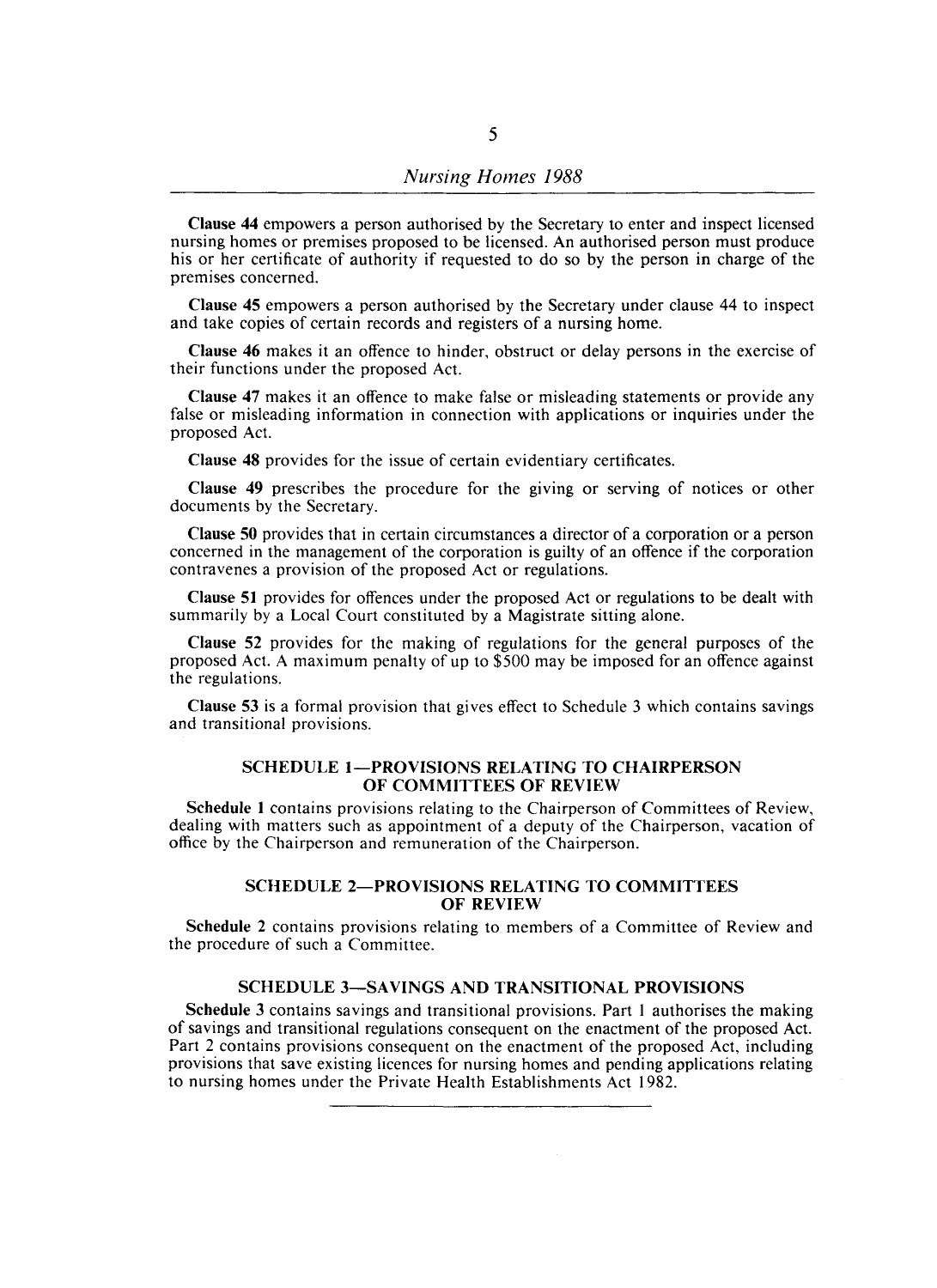**Clause 44** empowers a person authorised by the Secretary to enter and inspect licensed nursing homes or premises proposed to be licensed. An authorised person must produce his or her certificate of authority if requested to do so by the person in charge of the premises concerned.

**Clause 45** empowers a person authorised by the Secretary under clause 44 to inspect and take copies of certain records and registers of a nursing home.

**Clause 46** makes it an offence to hinder, obstruct or delay persons in the exercise of their functions under the proposed Act.

**Clause 47** makes it an offence to make false or misleading statements or provide any false or misleading information in connection with applications or inquiries under the proposed Act.

**Clause 48** provides for the issue of certain evidentiary certificates.

**Clause 49** prescribes the procedure for the giving or serving of notices or other documents by the Secretary.

**Clause 50** provides that in certain circumstances a director of a corporation or a person concerned in the management of the corporation is guilty of an offence if the corporation contravenes a provision of the proposed Act or regulations.

**Clause 51** provides for offences under the proposed Act or regulations to be dealt with summarily by a Local Court constituted by a Magistrate sitting alone.

**Clause 52** provides for the making of regulations for the general purposes of the proposed Act. A maximum penalty of up to $500 may be imposed for an offence against the regulations.

**Clause 53** is a formal provision that gives effect to Schedule 3 which contains savings and transitional provisions.

## SCHEDULE 1—PROVISIONS RELATING TO CHAIRPERSON OF COMMITTEES OF REVIEW

**Schedule 1** contains provisions relating to the Chairperson of Committees of Review, dealing with matters such as appointment of a deputy of the Chairperson, vacation of office by the Chairperson and remuneration of the Chairperson.

## SCHEDULE 2—PROVISIONS RELATING TO COMMITTEES OF REVIEW

**Schedule 2** contains provisions relating to members of a Committee of Review and the procedure of such a Committee.

## SCHEDULE 3—SAVINGS AND TRANSITIONAL PROVISIONS

**Schedule 3** contains savings and transitional provisions. Part 1 authorises the making of savings and transitional regulations consequent on the enactment of the proposed Act. Part 2 contains provisions consequent on the enactment of the proposed Act, including provisions that save existing licences for nursing homes and pending applications relating to nursing homes under the Private Health Establishments Act 1982.